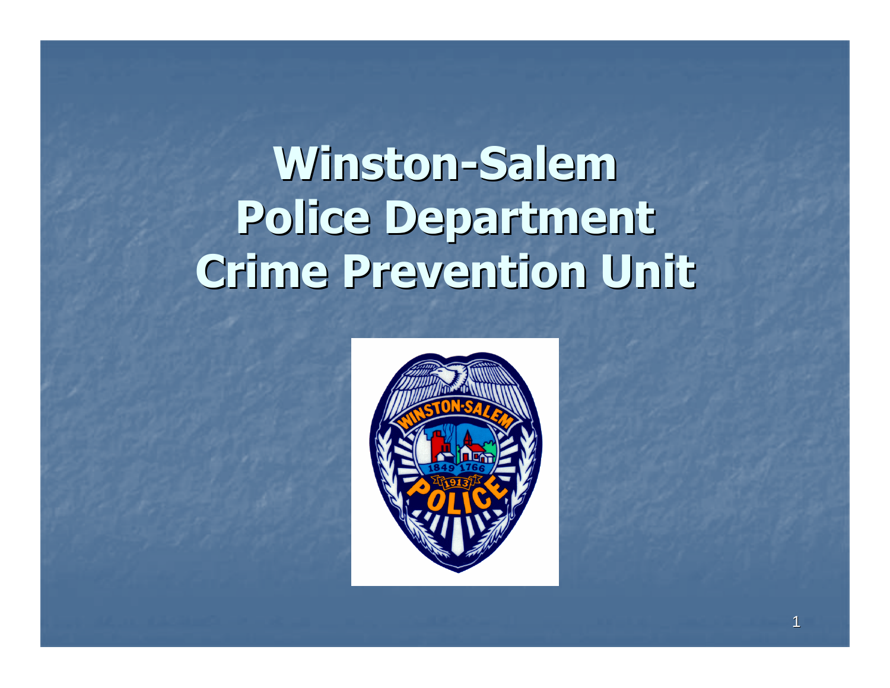# Winston-Salem Police Department Crime Prevention Unit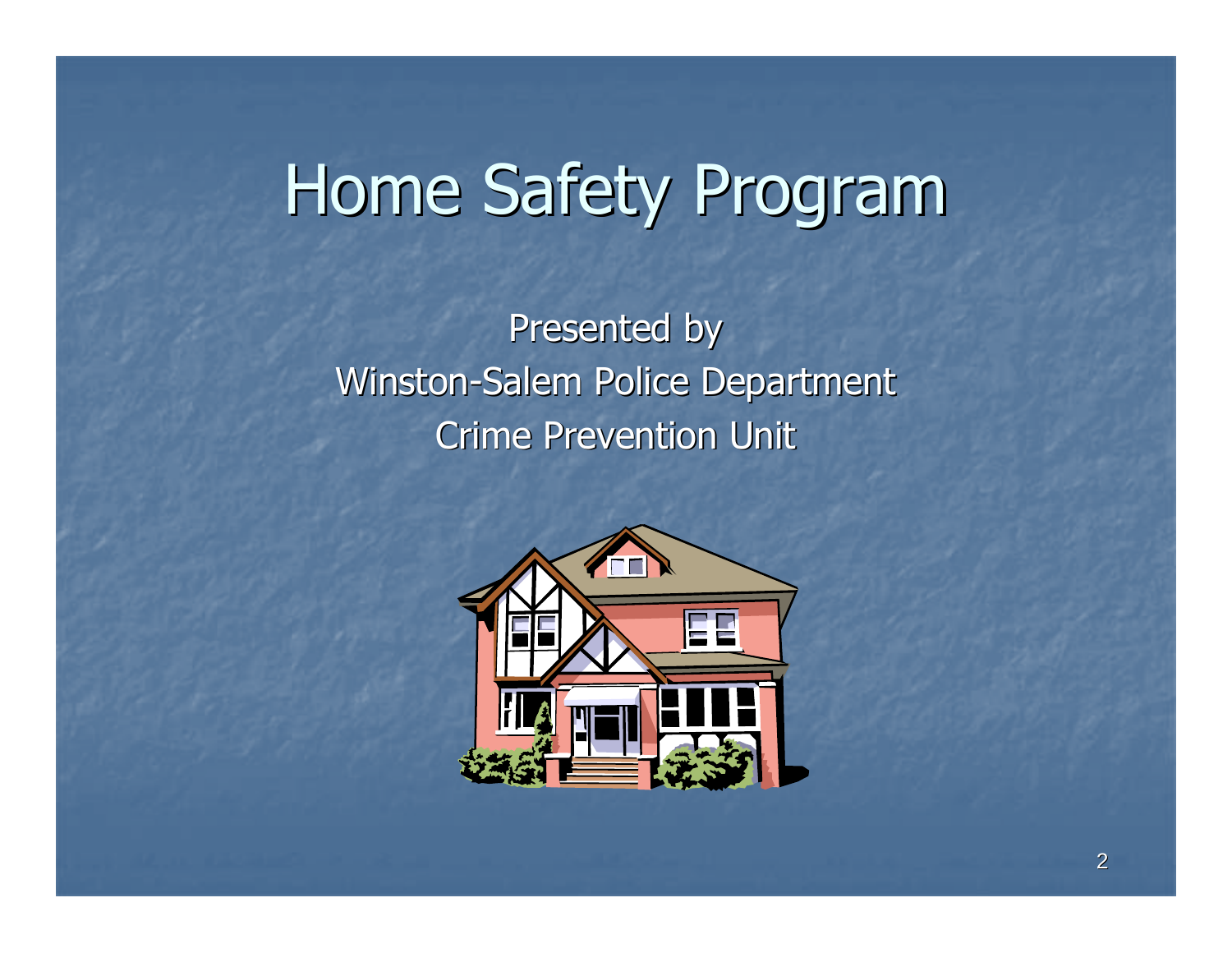# Home Safety Program

Presented by
Winston-Salem Police Department
Crime Prevention Unit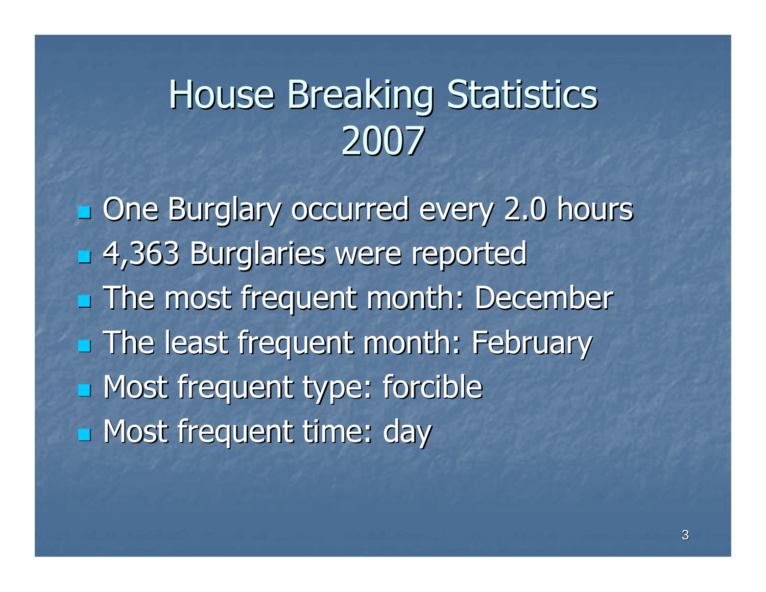# House Breaking Statistics 2007

- One Burglary occurred every 2.0 hours
- 4,363 Burglaries were reported
- The most frequent month: December
- The least frequent month: February
- Most frequent type: forcible
- Most frequent time: day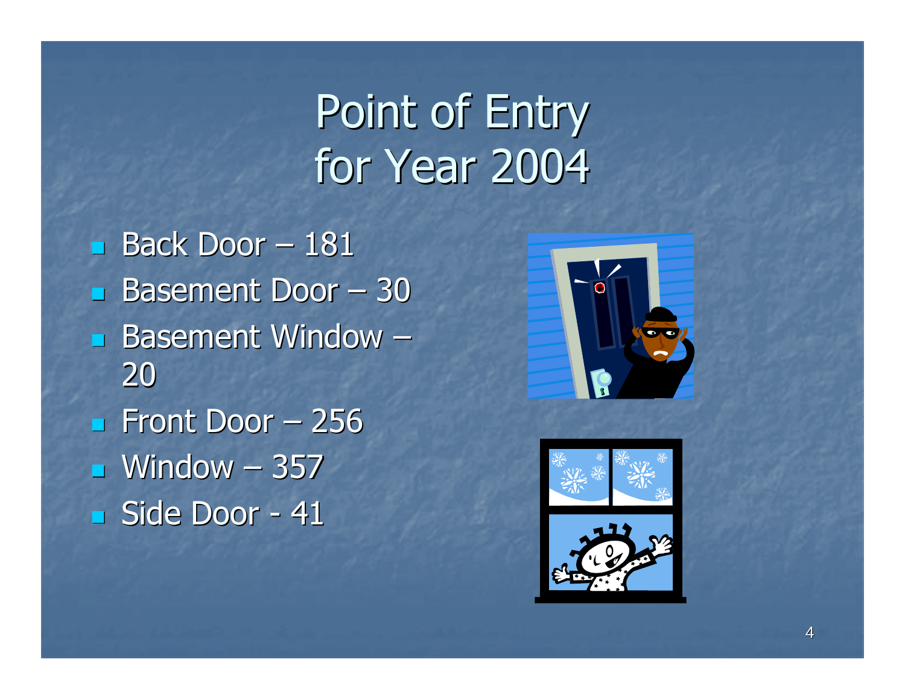# Point of Entry for Year 2004

- Back Door – 181
- Basement Door – 30
- Basement Window – 20
- Front Door – 256
- Window – 357
- Side Door - 41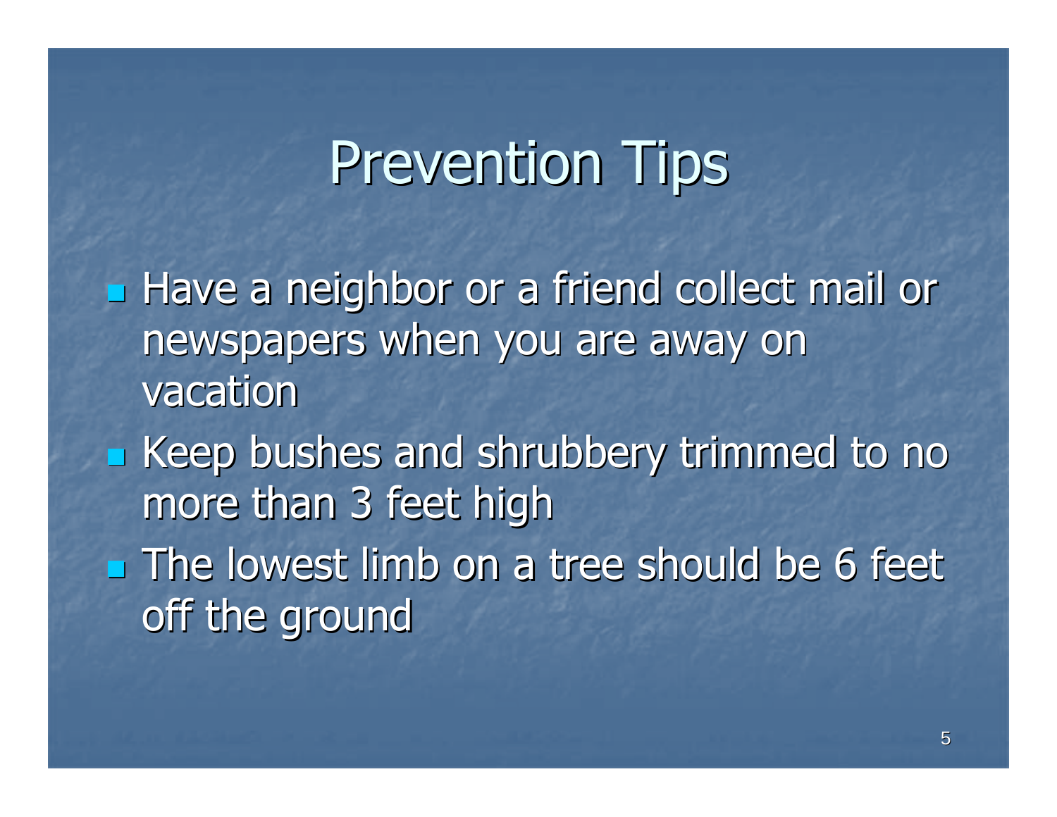# Prevention Tips

- Have a neighbor or a friend collect mail or newspapers when you are away on vacation
- Keep bushes and shrubbery trimmed to no more than 3 feet high
- The lowest limb on a tree should be 6 feet off the ground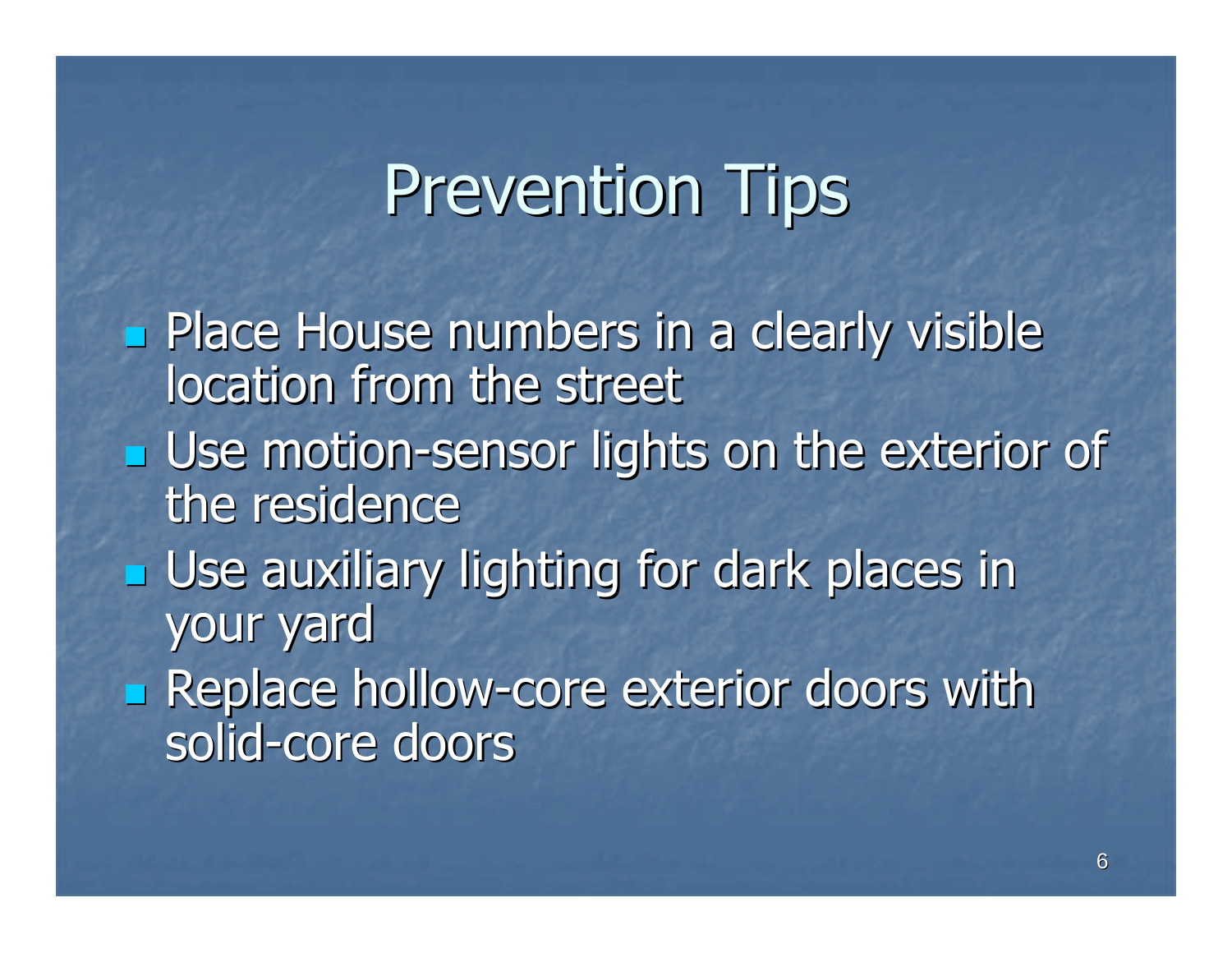# Prevention Tips

- Place House numbers in a clearly visible location from the street
- Use motion-sensor lights on the exterior of the residence
- Use auxiliary lighting for dark places in your yard
- Replace hollow-core exterior doors with solid-core doors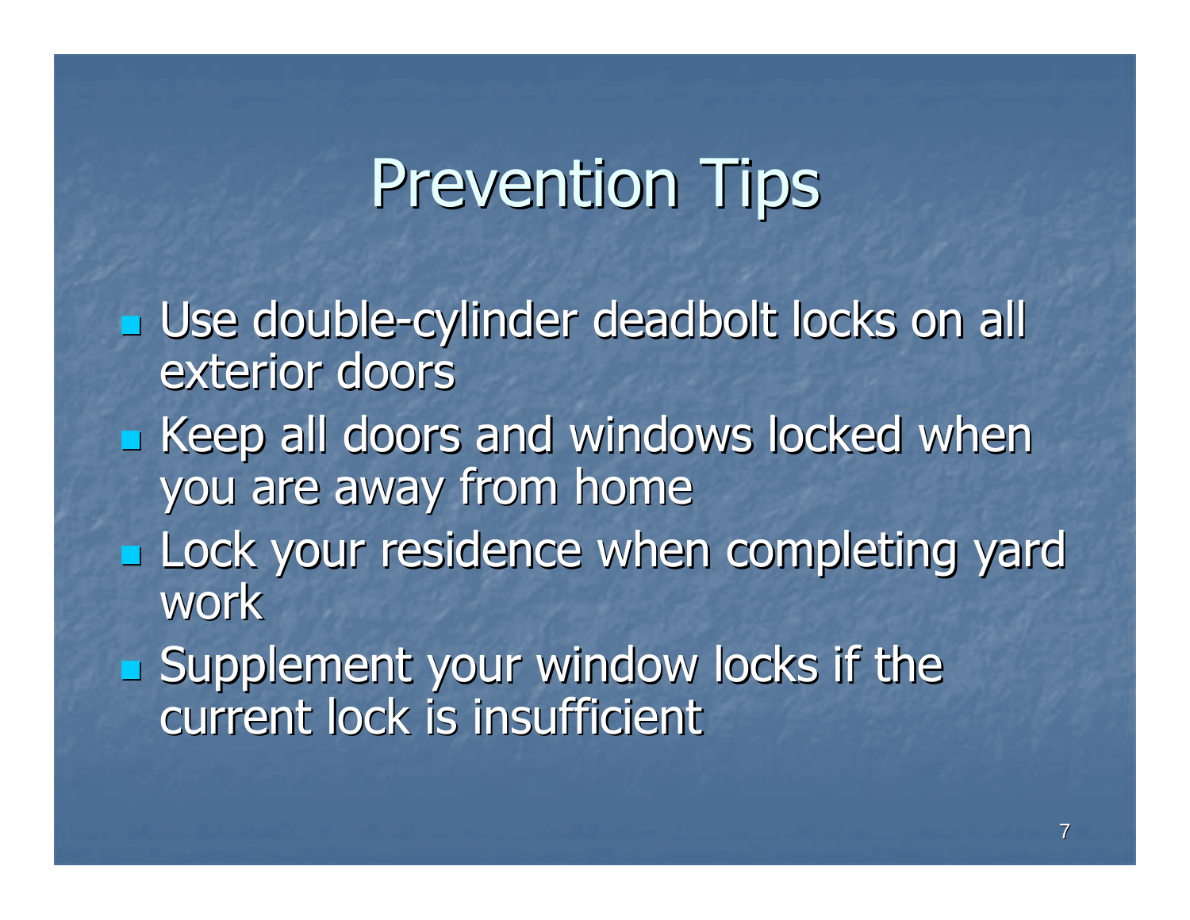# Prevention Tips

- Use double-cylinder deadbolt locks on all exterior doors
- Keep all doors and windows locked when you are away from home
- Lock your residence when completing yard work
- Supplement your window locks if the current lock is insufficient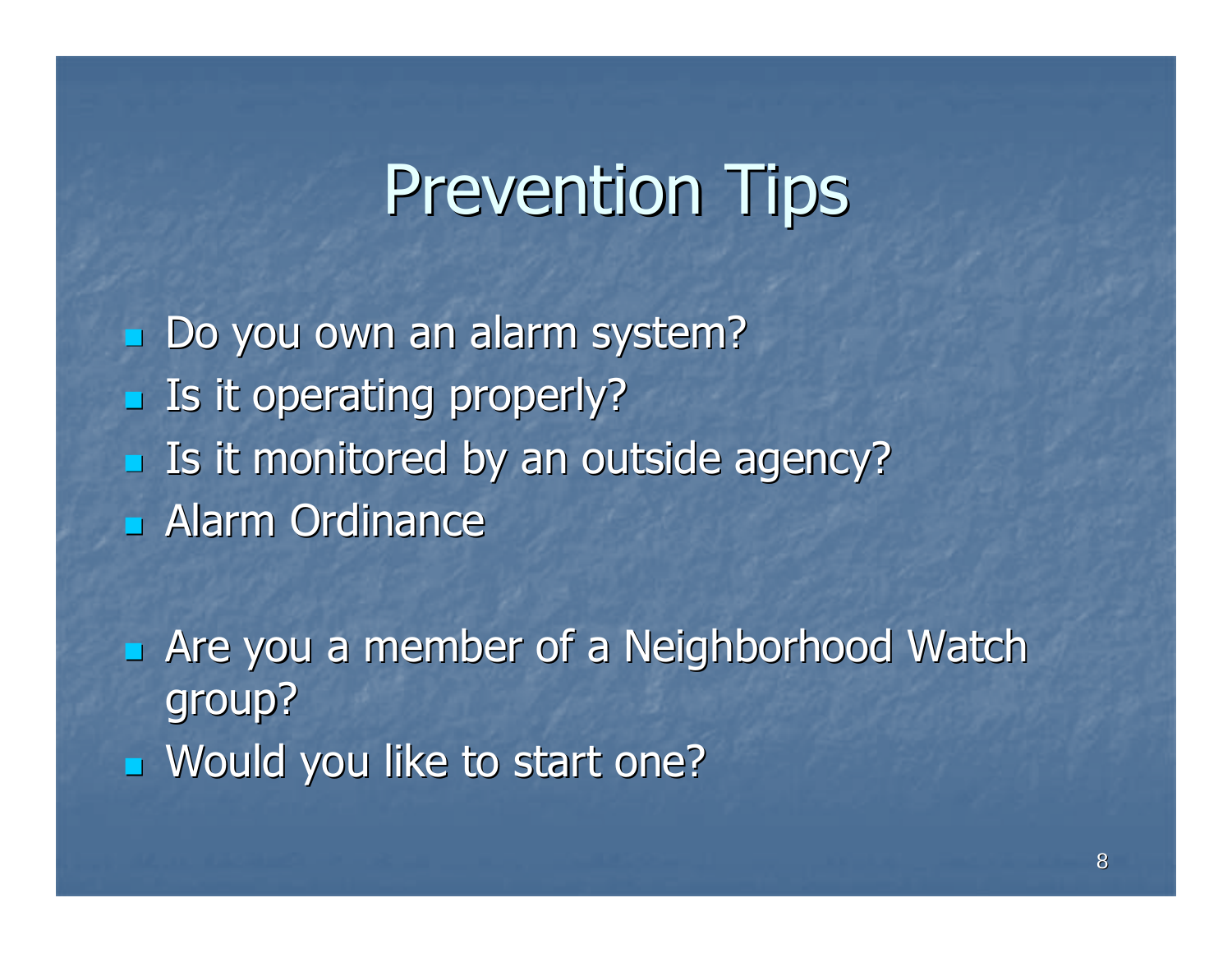# Prevention Tips

- Do you own an alarm system?
- Is it operating properly?
- Is it monitored by an outside agency?
- Alarm Ordinance

- Are you a member of a Neighborhood Watch group?
- Would you like to start one?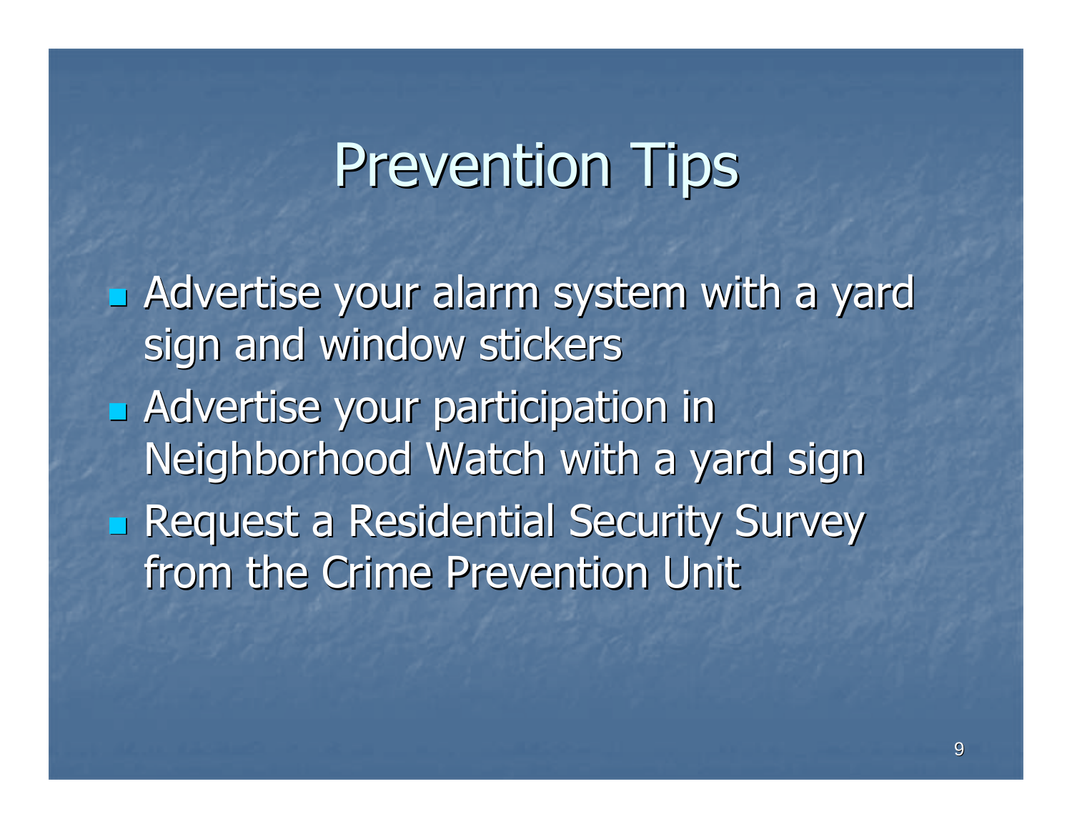# Prevention Tips

- Advertise your alarm system with a yard sign and window stickers
- Advertise your participation in Neighborhood Watch with a yard sign
- Request a Residential Security Survey from the Crime Prevention Unit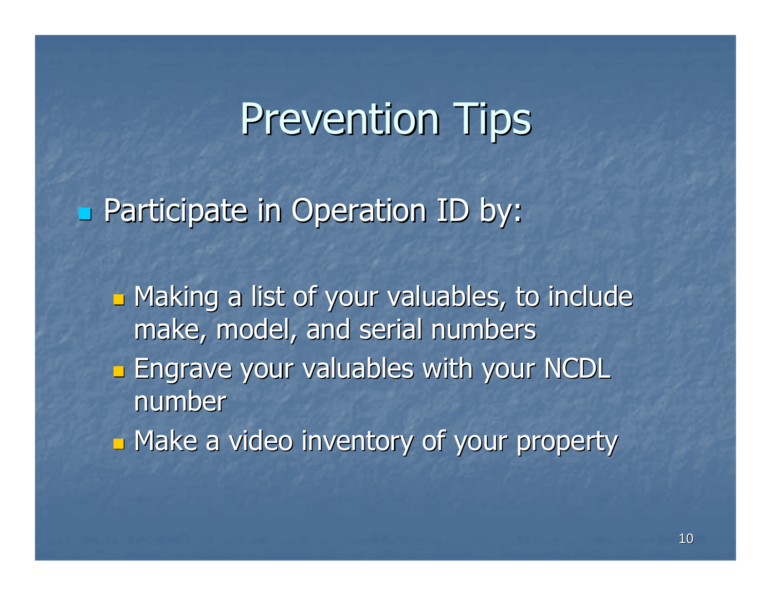# Prevention Tips

- Participate in Operation ID by:
  - Making a list of your valuables, to include make, model, and serial numbers
  - Engrave your valuables with your NCDL number
  - Make a video inventory of your property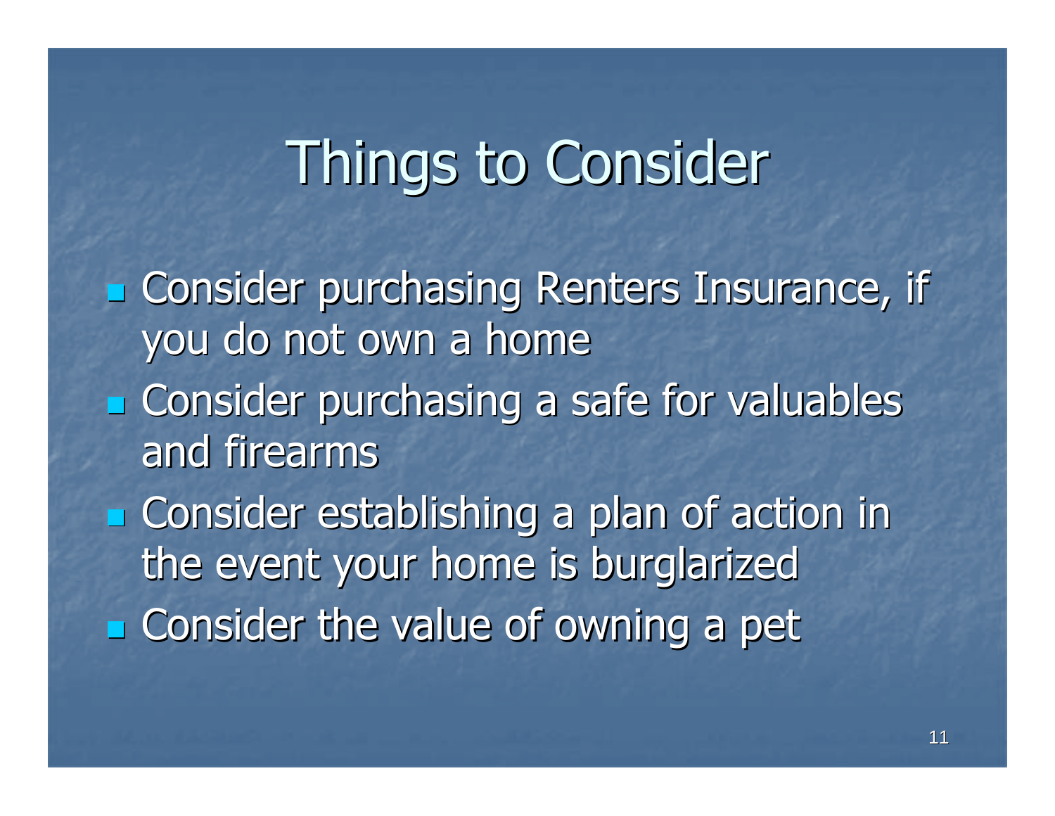# Things to Consider

- Consider purchasing Renters Insurance, if you do not own a home
- Consider purchasing a safe for valuables and firearms
- Consider establishing a plan of action in the event your home is burglarized
- Consider the value of owning a pet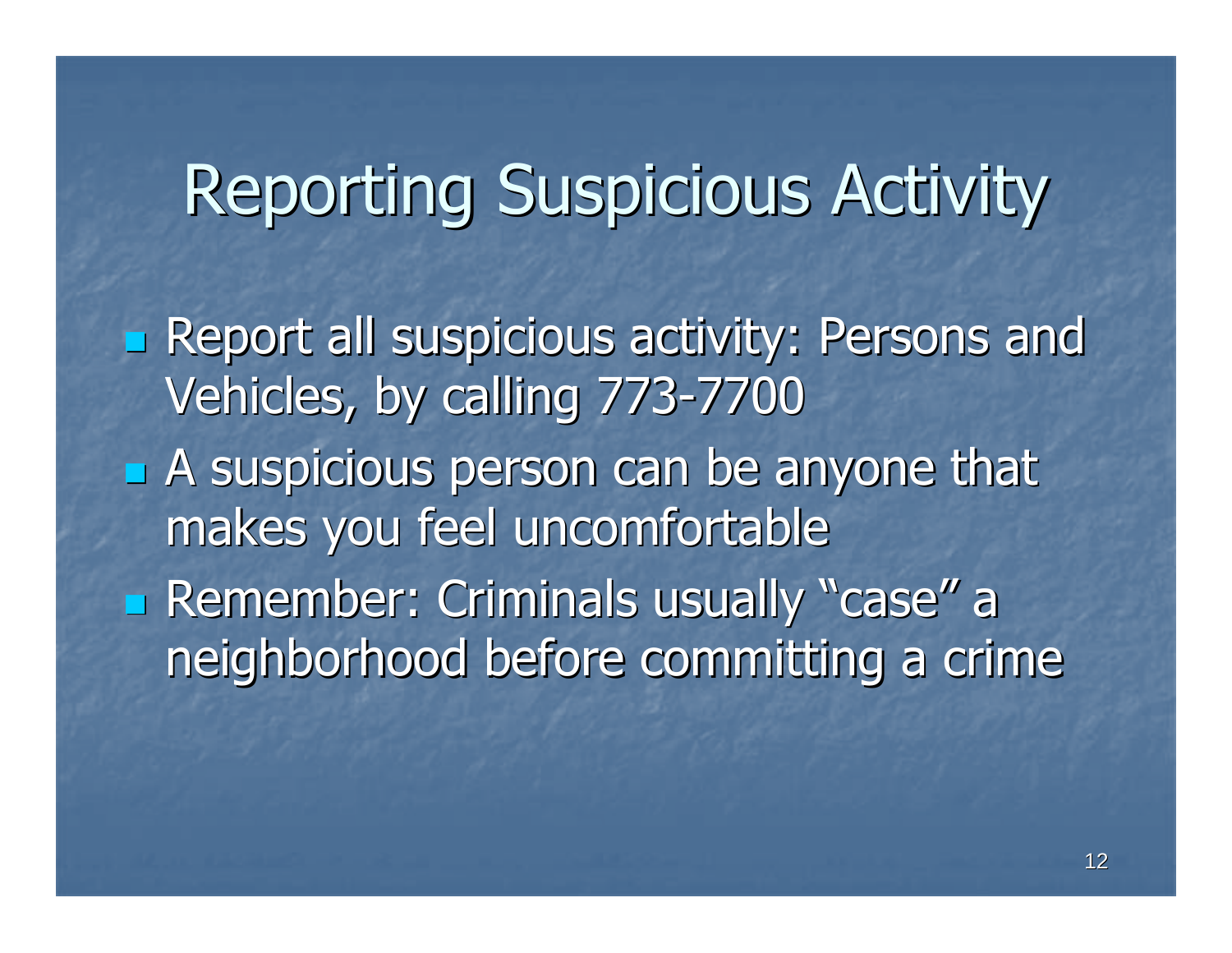# Reporting Suspicious Activity

- Report all suspicious activity: Persons and Vehicles, by calling 773-7700
- A suspicious person can be anyone that makes you feel uncomfortable
- Remember: Criminals usually "case" a neighborhood before committing a crime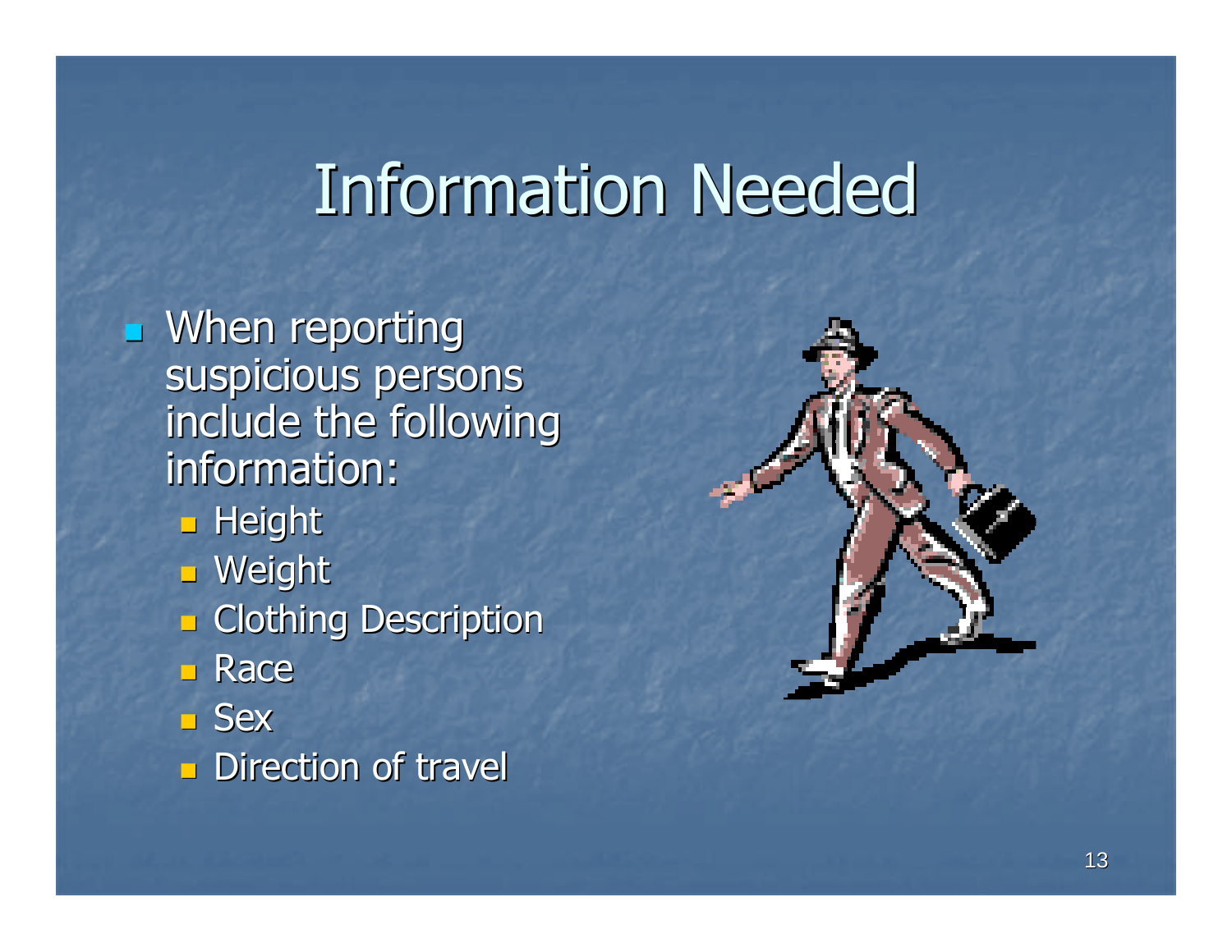# Information Needed

- When reporting suspicious persons include the following information:
  - Height
  - Weight
  - Clothing Description
  - Race
  - Sex
  - Direction of travel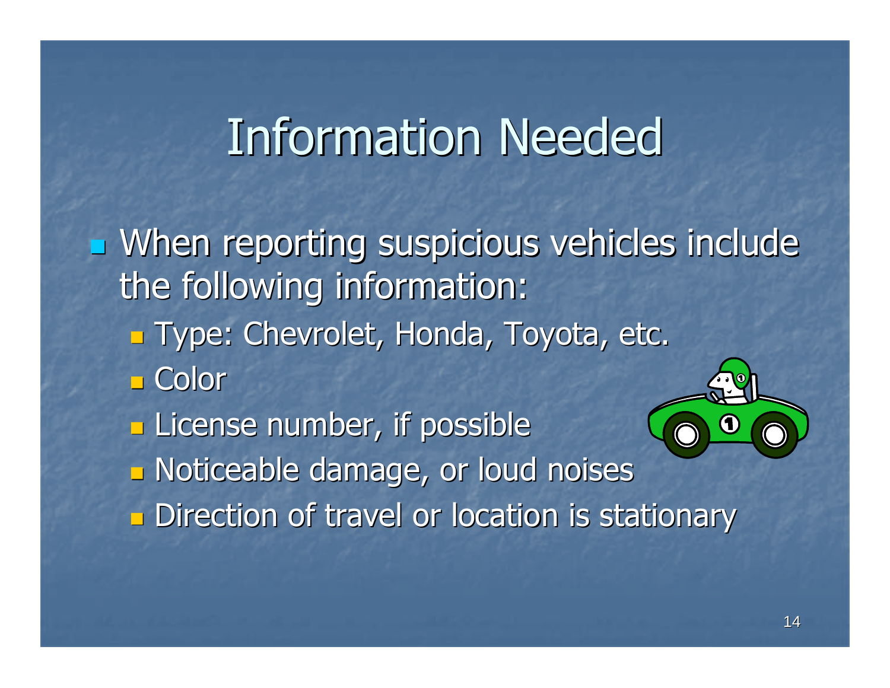# Information Needed

- When reporting suspicious vehicles include the following information:
  - Type: Chevrolet, Honda, Toyota, etc.
  - Color
  - License number, if possible
  - Noticeable damage, or loud noises
  - Direction of travel or location is stationary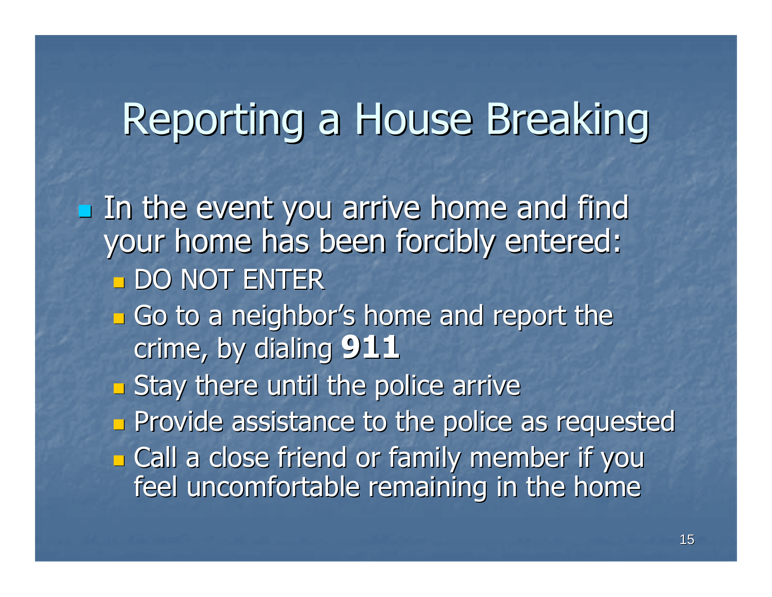# Reporting a House Breaking

- In the event you arrive home and find your home has been forcibly entered:
  - DO NOT ENTER
  - Go to a neighbor's home and report the crime, by dialing **911**
  - Stay there until the police arrive
  - Provide assistance to the police as requested
  - Call a close friend or family member if you feel uncomfortable remaining in the home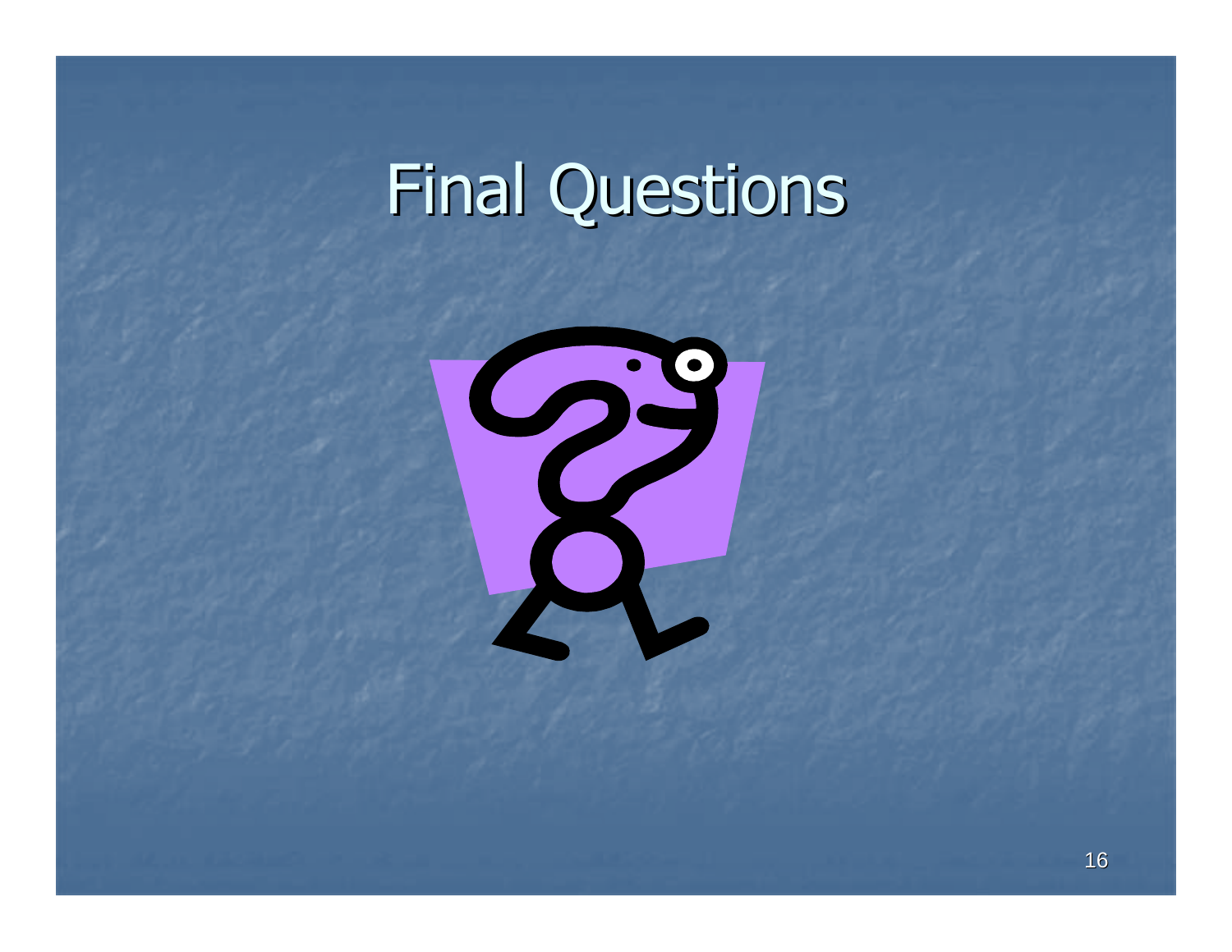# Final Questions